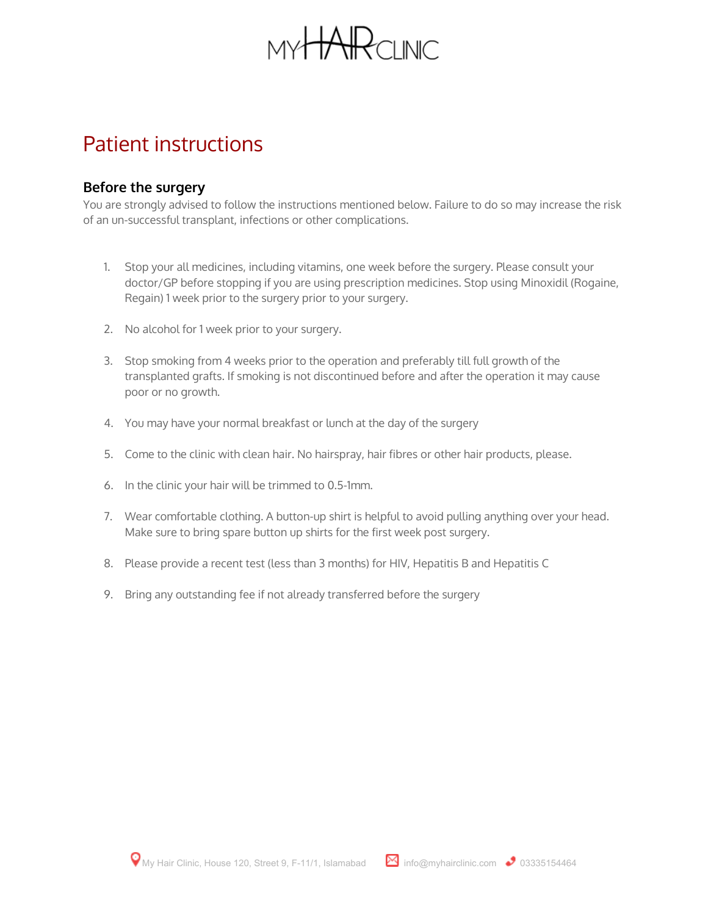MYHAIRCLINIC

# Patient instructions

## Before the surgery

You are strongly advised to follow the instructions mentioned below. Failure to do so may increase the risk of an un-successful transplant, infections or other complications.

1. Stop your all medicines, including vitamins, one week before the surgery. Please consult your doctor/GP before stopping if you are using prescription medicines. Stop using Minoxidil (Rogaine, Regain) 1 week prior to the surgery prior to your surgery.
2. No alcohol for 1 week prior to your surgery.
3. Stop smoking from 4 weeks prior to the operation and preferably till full growth of the transplanted grafts. If smoking is not discontinued before and after the operation it may cause poor or no growth.
4. You may have your normal breakfast or lunch at the day of the surgery
5. Come to the clinic with clean hair. No hairspray, hair fibres or other hair products, please.
6. In the clinic your hair will be trimmed to 0.5-1mm.
7. Wear comfortable clothing. A button-up shirt is helpful to avoid pulling anything over your head. Make sure to bring spare button up shirts for the first week post surgery.
8. Please provide a recent test (less than 3 months) for HIV, Hepatitis B and Hepatitis C
9. Bring any outstanding fee if not already transferred before the surgery

My Hair Clinic, House 120, Street 9, F-11/1, Islamabad    info@myhairclinic.com    03335154464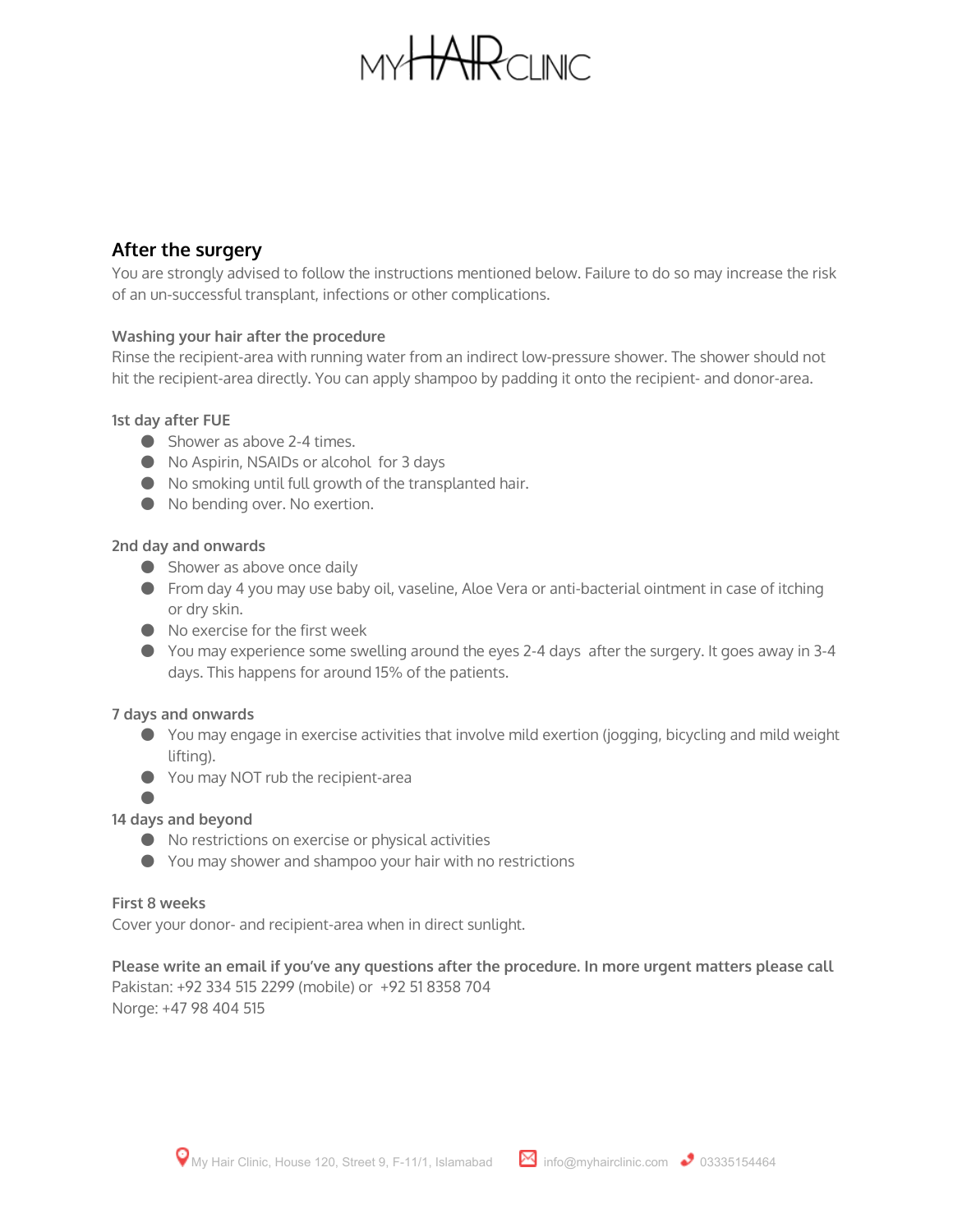MYHAIRCLINIC

## After the surgery

You are strongly advised to follow the instructions mentioned below. Failure to do so may increase the risk of an un-successful transplant, infections or other complications.

### Washing your hair after the procedure

Rinse the recipient-area with running water from an indirect low-pressure shower. The shower should not hit the recipient-area directly. You can apply shampoo by padding it onto the recipient- and donor-area.

### 1st day after FUE

- Shower as above 2-4 times.
- No Aspirin, NSAIDs or alcohol for 3 days
- No smoking until full growth of the transplanted hair.
- No bending over. No exertion.

### 2nd day and onwards

- Shower as above once daily
- From day 4 you may use baby oil, vaseline, Aloe Vera or anti-bacterial ointment in case of itching or dry skin.
- No exercise for the first week
- You may experience some swelling around the eyes 2-4 days after the surgery. It goes away in 3-4 days. This happens for around 15% of the patients.

### 7 days and onwards

- You may engage in exercise activities that involve mild exertion (jogging, bicycling and mild weight lifting).
- You may NOT rub the recipient-area
- 

### 14 days and beyond

- No restrictions on exercise or physical activities
- You may shower and shampoo your hair with no restrictions

### First 8 weeks

Cover your donor- and recipient-area when in direct sunlight.

**Please write an email if you've any questions after the procedure. In more urgent matters please call**
Pakistan: +92 334 515 2299 (mobile) or +92 51 8358 704
Norge: +47 98 404 515

My Hair Clinic, House 120, Street 9, F-11/1, Islamabad info@myhairclinic.com 03335154464